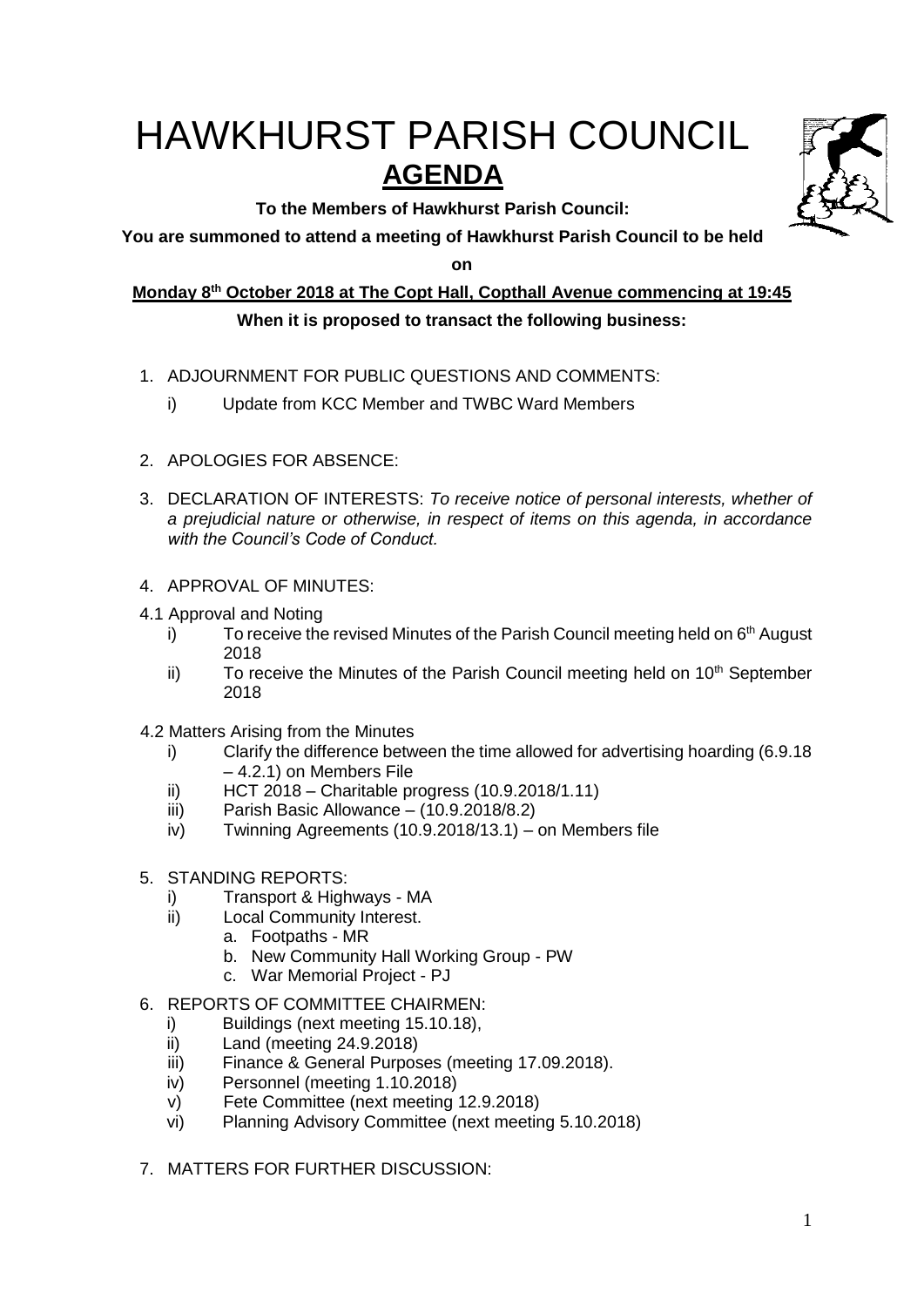# HAWKHURST PARISH COUNCIL

## AGENDA

**To the Members of Hawkhurst Parish Council:**

**You are summoned to attend a meeting of Hawkhurst Parish Council to be held on**

**Monday 8th October 2018 at The Copt Hall, Copthall Avenue commencing at 19:45**

**When it is proposed to transact the following business:**

1. ADJOURNMENT FOR PUBLIC QUESTIONS AND COMMENTS:
   i) Update from KCC Member and TWBC Ward Members

2. APOLOGIES FOR ABSENCE:

3. DECLARATION OF INTERESTS: *To receive notice of personal interests, whether of a prejudicial nature or otherwise, in respect of items on this agenda, in accordance with the Council's Code of Conduct.*

4. APPROVAL OF MINUTES:

4.1 Approval and Noting
   i) To receive the revised Minutes of the Parish Council meeting held on 6th August 2018
   ii) To receive the Minutes of the Parish Council meeting held on 10th September 2018

4.2 Matters Arising from the Minutes
   i) Clarify the difference between the time allowed for advertising hoarding (6.9.18 – 4.2.1) on Members File
   ii) HCT 2018 – Charitable progress (10.9.2018/1.11)
   iii) Parish Basic Allowance – (10.9.2018/8.2)
   iv) Twinning Agreements (10.9.2018/13.1) – on Members file

5. STANDING REPORTS:
   i) Transport & Highways - MA
   ii) Local Community Interest.
      a. Footpaths - MR
      b. New Community Hall Working Group - PW
      c. War Memorial Project - PJ

6. REPORTS OF COMMITTEE CHAIRMEN:
   i) Buildings (next meeting 15.10.18),
   ii) Land (meeting 24.9.2018)
   iii) Finance & General Purposes (meeting 17.09.2018).
   iv) Personnel (meeting 1.10.2018)
   v) Fete Committee (next meeting 12.9.2018)
   vi) Planning Advisory Committee (next meeting 5.10.2018)

7. MATTERS FOR FURTHER DISCUSSION: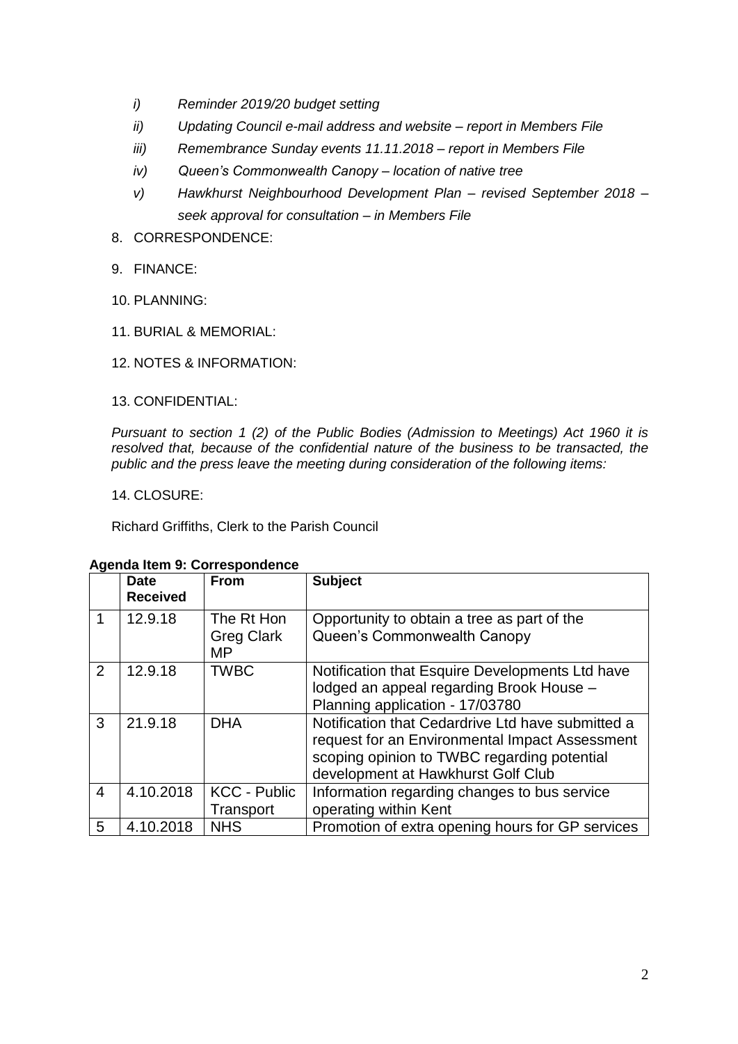*i) Reminder 2019/20 budget setting*

*ii) Updating Council e-mail address and website – report in Members File*

*iii) Remembrance Sunday events 11.11.2018 – report in Members File*

*iv) Queen's Commonwealth Canopy – location of native tree*

*v) Hawkhurst Neighbourhood Development Plan – revised September 2018 – seek approval for consultation – in Members File*

8. CORRESPONDENCE:

9. FINANCE:

10. PLANNING:

11. BURIAL & MEMORIAL:

12. NOTES & INFORMATION:

13. CONFIDENTIAL:

*Pursuant to section 1 (2) of the Public Bodies (Admission to Meetings) Act 1960 it is resolved that, because of the confidential nature of the business to be transacted, the public and the press leave the meeting during consideration of the following items:*

14. CLOSURE:

Richard Griffiths, Clerk to the Parish Council

**Agenda Item 9: Correspondence**

| | Date Received | From | Subject |
|---|---|---|---|
| 1 | 12.9.18 | The Rt Hon Greg Clark MP | Opportunity to obtain a tree as part of the Queen's Commonwealth Canopy |
| 2 | 12.9.18 | TWBC | Notification that Esquire Developments Ltd have lodged an appeal regarding Brook House – Planning application - 17/03780 |
| 3 | 21.9.18 | DHA | Notification that Cedardrive Ltd have submitted a request for an Environmental Impact Assessment scoping opinion to TWBC regarding potential development at Hawkhurst Golf Club |
| 4 | 4.10.2018 | KCC - Public Transport | Information regarding changes to bus service operating within Kent |
| 5 | 4.10.2018 | NHS | Promotion of extra opening hours for GP services |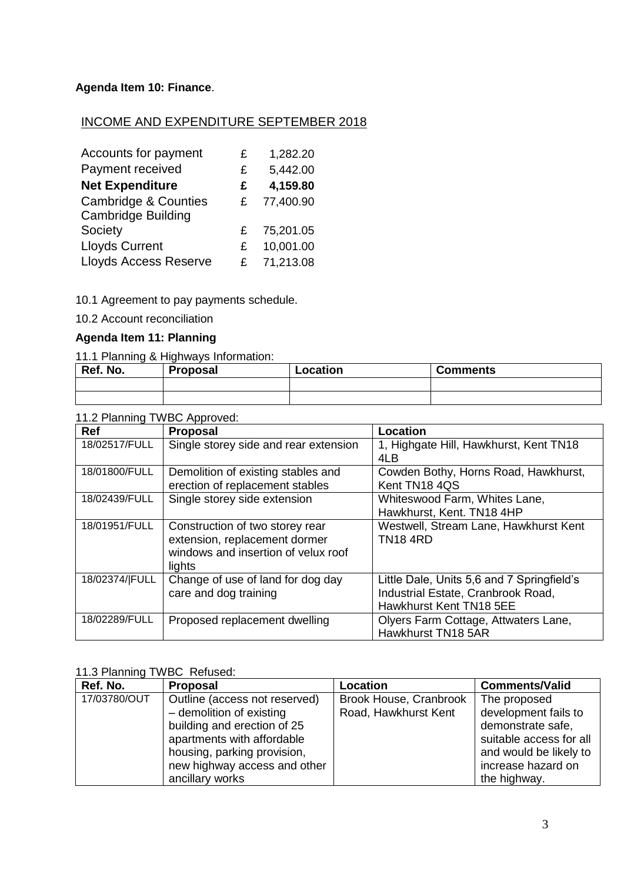**Agenda Item 10: Finance**.

INCOME AND EXPENDITURE SEPTEMBER 2018

| | | |
|---|---|---|
| Accounts for payment | £ | 1,282.20 |
| Payment received | £ | 5,442.00 |
| **Net Expenditure** | **£** | **4,159.80** |
| Cambridge & Counties | £ | 77,400.90 |
| Cambridge Building Society | £ | 75,201.05 |
| Lloyds Current | £ | 10,001.00 |
| Lloyds Access Reserve | £ | 71,213.08 |

10.1 Agreement to pay payments schedule.

10.2 Account reconciliation

**Agenda Item 11: Planning**

11.1 Planning & Highways Information:

| Ref. No. | Proposal | Location | Comments |
|---|---|---|---|
| | | | |
| | | | |

11.2 Planning TWBC Approved:

| Ref | Proposal | Location |
|---|---|---|
| 18/02517/FULL | Single storey side and rear extension | 1, Highgate Hill, Hawkhurst, Kent TN18 4LB |
| 18/01800/FULL | Demolition of existing stables and erection of replacement stables | Cowden Bothy, Horns Road, Hawkhurst, Kent TN18 4QS |
| 18/02439/FULL | Single storey side extension | Whiteswood Farm, Whites Lane, Hawkhurst, Kent. TN18 4HP |
| 18/01951/FULL | Construction of two storey rear extension, replacement dormer windows and insertion of velux roof lights | Westwell, Stream Lane, Hawkhurst Kent TN18 4RD |
| 18/02374/\|FULL | Change of use of land for dog day care and dog training | Little Dale, Units 5,6 and 7 Springfield's Industrial Estate, Cranbrook Road, Hawkhurst Kent TN18 5EE |
| 18/02289/FULL | Proposed replacement dwelling | Olyers Farm Cottage, Attwaters Lane, Hawkhurst TN18 5AR |

11.3 Planning TWBC Refused:

| Ref. No. | Proposal | Location | Comments/Valid |
|---|---|---|---|
| 17/03780/OUT | Outline (access not reserved) – demolition of existing building and erection of 25 apartments with affordable housing, parking provision, new highway access and other ancillary works | Brook House, Cranbrook Road, Hawkhurst Kent | The proposed development fails to demonstrate safe, suitable access for all and would be likely to increase hazard on the highway. |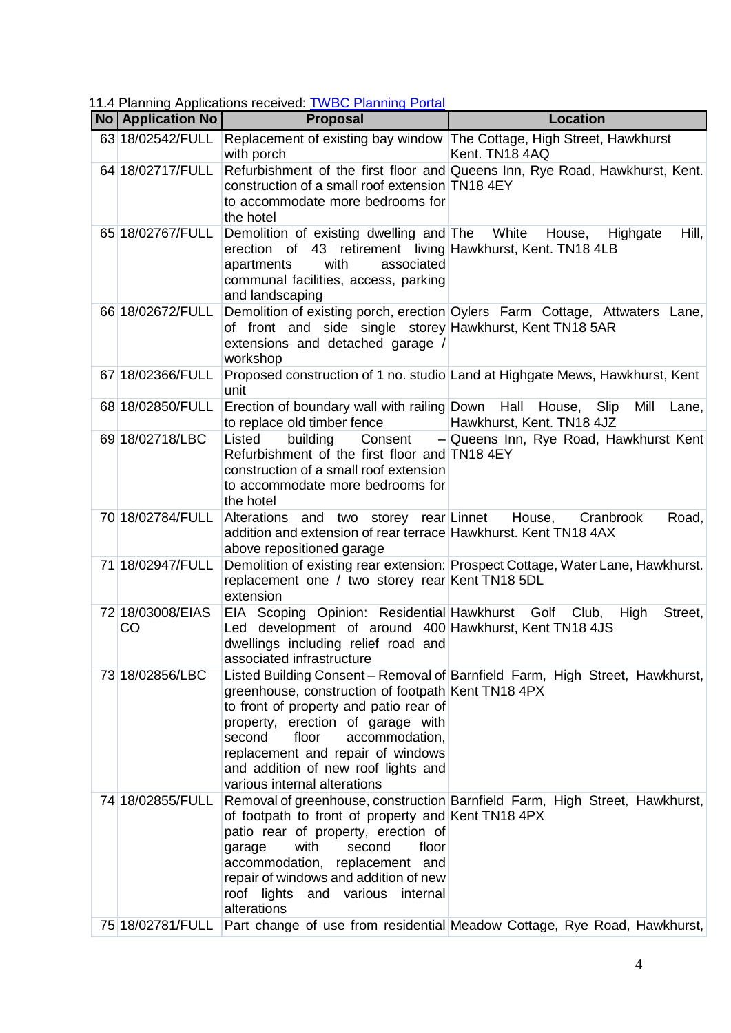11.4 Planning Applications received: [TWBC Planning Portal]

| No | Application No | Proposal | Location |
|---|---|---|---|
| 63 | 18/02542/FULL | Replacement of existing bay window with porch | The Cottage, High Street, Hawkhurst Kent. TN18 4AQ |
| 64 | 18/02717/FULL | Refurbishment of the first floor and construction of a small roof extension to accommodate more bedrooms for the hotel | Queens Inn, Rye Road, Hawkhurst, Kent. TN18 4EY |
| 65 | 18/02767/FULL | Demolition of existing dwelling and erection of 43 retirement living apartments with associated communal facilities, access, parking and landscaping | The White House, Highgate Hill, Hawkhurst, Kent. TN18 4LB |
| 66 | 18/02672/FULL | Demolition of existing porch, erection of front and side single storey extensions and detached garage / workshop | Oylers Farm Cottage, Attwaters Lane, Hawkhurst, Kent TN18 5AR |
| 67 | 18/02366/FULL | Proposed construction of 1 no. studio unit | Land at Highgate Mews, Hawkhurst, Kent |
| 68 | 18/02850/FULL | Erection of boundary wall with railing to replace old timber fence | Down Hall House, Slip Mill Lane, Hawkhurst, Kent. TN18 4JZ |
| 69 | 18/02718/LBC | Listed building Consent – Refurbishment of the first floor and construction of a small roof extension to accommodate more bedrooms for the hotel | Queens Inn, Rye Road, Hawkhurst Kent TN18 4EY |
| 70 | 18/02784/FULL | Alterations and two storey rear addition and extension of rear terrace above repositioned garage | Linnet House, Cranbrook Road, Hawkhurst. Kent TN18 4AX |
| 71 | 18/02947/FULL | Demolition of existing rear extension: replacement one / two storey rear extension | Prospect Cottage, Water Lane, Hawkhurst. Kent TN18 5DL |
| 72 | 18/03008/EIASCO | EIA Scoping Opinion: Residential Led development of around 400 dwellings including relief road and associated infrastructure | Hawkhurst Golf Club, High Street, Hawkhurst, Kent TN18 4JS |
| 73 | 18/02856/LBC | Listed Building Consent – Removal of greenhouse, construction of footpath to front of property and patio rear of property, erection of garage with second floor accommodation, replacement and repair of windows and addition of new roof lights and various internal alterations | Barnfield Farm, High Street, Hawkhurst, Kent TN18 4PX |
| 74 | 18/02855/FULL | Removal of greenhouse, construction of footpath to front of property and patio rear of property, erection of garage with second floor accommodation, replacement and repair of windows and addition of new roof lights and various internal alterations | Barnfield Farm, High Street, Hawkhurst, Kent TN18 4PX |
| 75 | 18/02781/FULL | Part change of use from residential | Meadow Cottage, Rye Road, Hawkhurst, |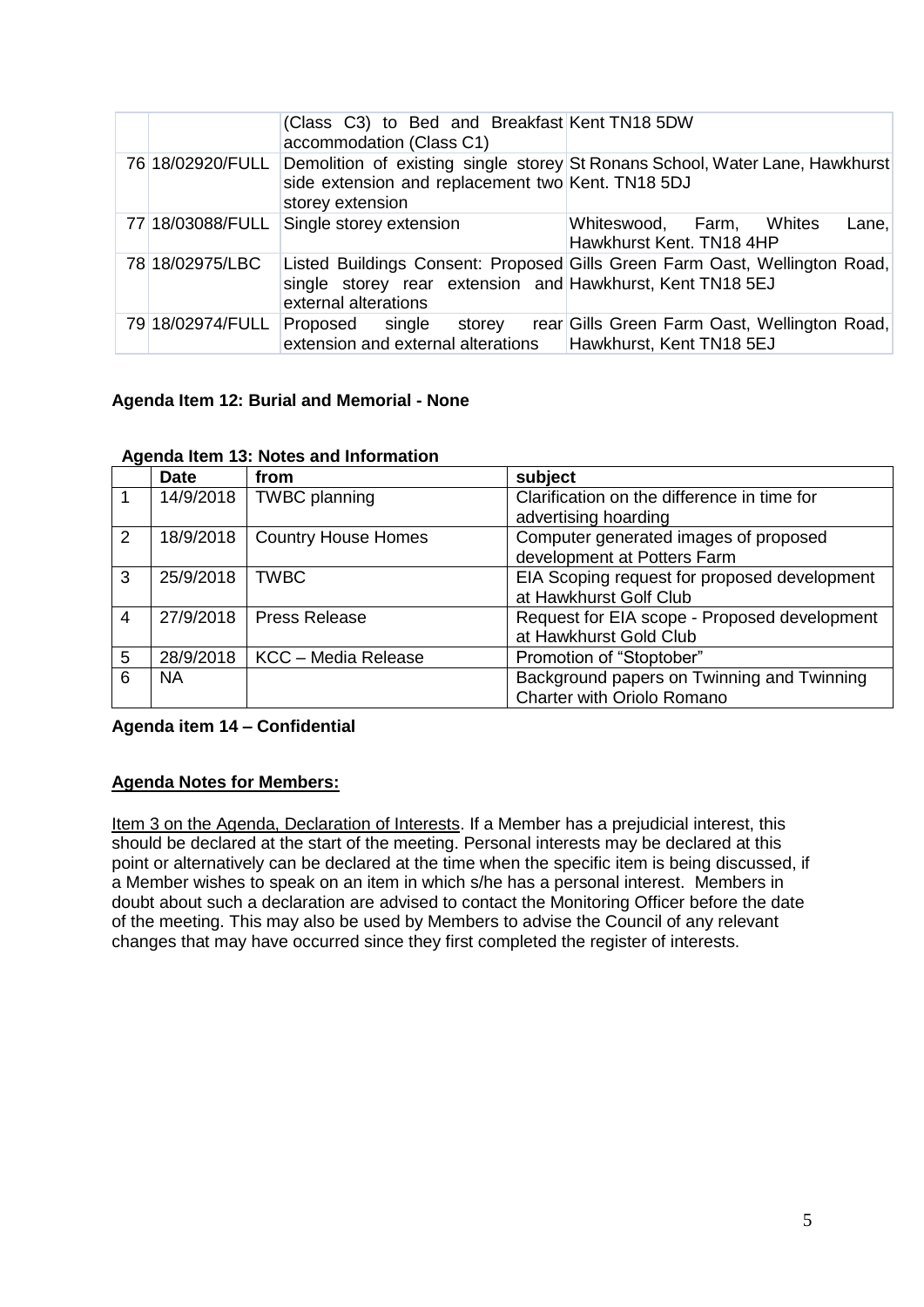| | | | |
|---|---|---|---|
| | | (Class C3) to Bed and Breakfast accommodation (Class C1) | Kent TN18 5DW |
| 76 | 18/02920/FULL | Demolition of existing single storey side extension and replacement two storey extension | St Ronans School, Water Lane, Hawkhurst Kent. TN18 5DJ |
| 77 | 18/03088/FULL | Single storey extension | Whiteswood, Farm, Whites Lane, Hawkhurst Kent. TN18 4HP |
| 78 | 18/02975/LBC | Listed Buildings Consent: Proposed single storey rear extension and external alterations | Gills Green Farm Oast, Wellington Road, Hawkhurst, Kent TN18 5EJ |
| 79 | 18/02974/FULL | Proposed single storey rear extension and external alterations | Gills Green Farm Oast, Wellington Road, Hawkhurst, Kent TN18 5EJ |

**Agenda Item 12: Burial and Memorial - None**

**Agenda Item 13: Notes and Information**

| | Date | from | subject |
|---|---|---|---|
| 1 | 14/9/2018 | TWBC planning | Clarification on the difference in time for advertising hoarding |
| 2 | 18/9/2018 | Country House Homes | Computer generated images of proposed development at Potters Farm |
| 3 | 25/9/2018 | TWBC | EIA Scoping request for proposed development at Hawkhurst Golf Club |
| 4 | 27/9/2018 | Press Release | Request for EIA scope - Proposed development at Hawkhurst Gold Club |
| 5 | 28/9/2018 | KCC – Media Release | Promotion of "Stoptober" |
| 6 | NA | | Background papers on Twinning and Twinning Charter with Oriolo Romano |

**Agenda item 14 – Confidential**

**Agenda Notes for Members:**

Item 3 on the Agenda, Declaration of Interests. If a Member has a prejudicial interest, this should be declared at the start of the meeting. Personal interests may be declared at this point or alternatively can be declared at the time when the specific item is being discussed, if a Member wishes to speak on an item in which s/he has a personal interest. Members in doubt about such a declaration are advised to contact the Monitoring Officer before the date of the meeting. This may also be used by Members to advise the Council of any relevant changes that may have occurred since they first completed the register of interests.